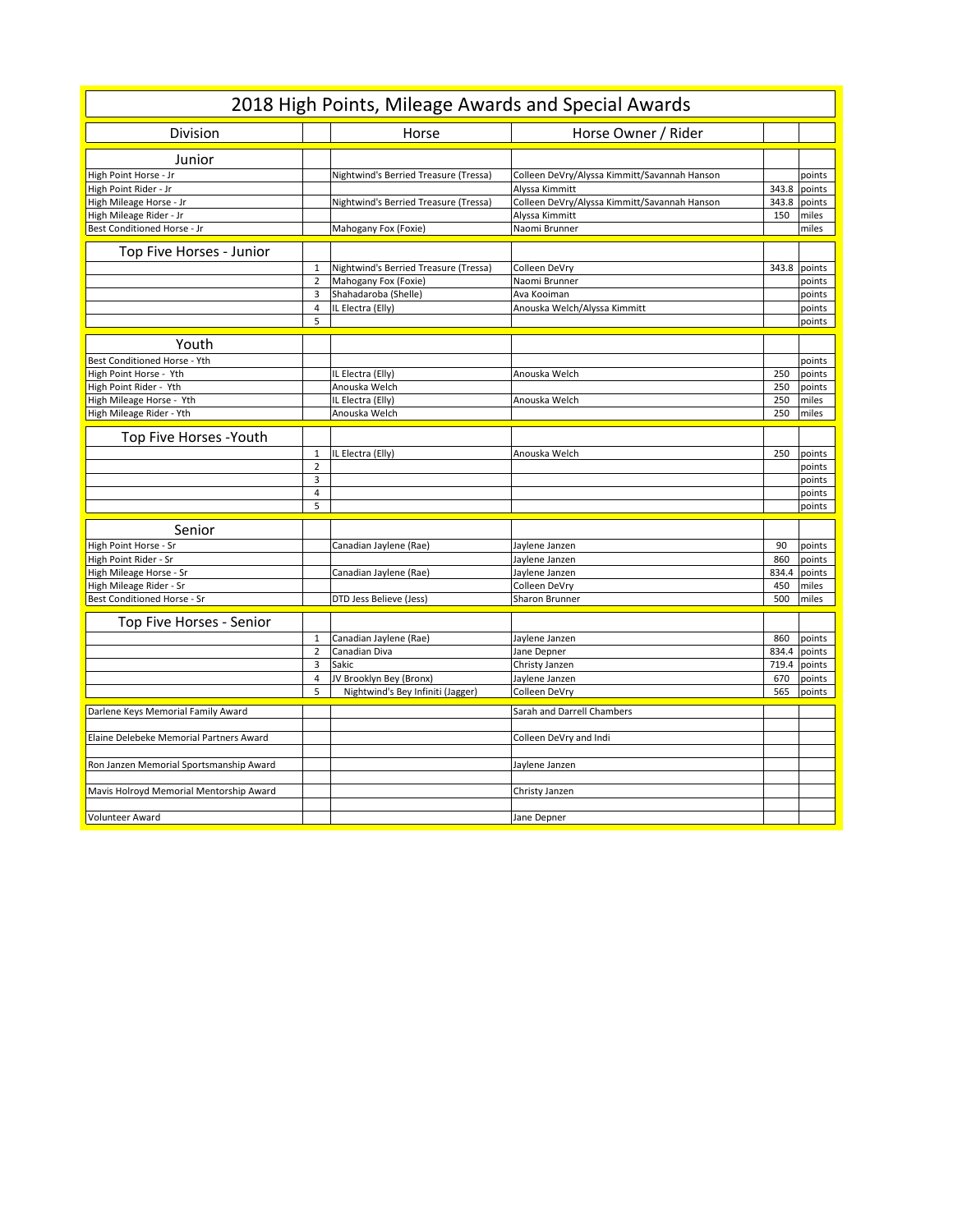# 2018 High Points, Mileage Awards and Special Awards

| Division | | Horse | Horse Owner / Rider | | |
|---|---|---|---|---|---|
| **Junior** | | | | | |
| High Point Horse - Jr | | Nightwind's Berried Treasure (Tressa) | Colleen DeVry/Alyssa Kimmitt/Savannah Hanson | | points |
| High Point Rider - Jr | | | Alyssa Kimmitt | 343.8 | points |
| High Mileage Horse - Jr | | Nightwind's Berried Treasure (Tressa) | Colleen DeVry/Alyssa Kimmitt/Savannah Hanson | 343.8 | points |
| High Mileage Rider - Jr | | | Alyssa Kimmitt | 150 | miles |
| Best Conditioned Horse - Jr | | Mahogany Fox (Foxie) | Naomi Brunner | | miles |
| **Top Five Horses - Junior** | | | | | |
| | 1 | Nightwind's Berried Treasure (Tressa) | Colleen DeVry | 343.8 | points |
| | 2 | Mahogany Fox (Foxie) | Naomi Brunner | | points |
| | 3 | Shahadaroba (Shelle) | Ava Kooiman | | points |
| | 4 | IL Electra (Elly) | Anouska Welch/Alyssa Kimmitt | | points |
| | 5 | | | | points |
| **Youth** | | | | | |
| Best Conditioned Horse - Yth | | | | | points |
| High Point Horse - Yth | | IL Electra (Elly) | Anouska Welch | 250 | points |
| High Point Rider - Yth | | Anouska Welch | | 250 | points |
| High Mileage Horse - Yth | | IL Electra (Elly) | Anouska Welch | 250 | miles |
| High Mileage Rider - Yth | | Anouska Welch | | 250 | miles |
| **Top Five Horses -Youth** | | | | | |
| | 1 | IL Electra (Elly) | Anouska Welch | 250 | points |
| | 2 | | | | points |
| | 3 | | | | points |
| | 4 | | | | points |
| | 5 | | | | points |
| **Senior** | | | | | |
| High Point Horse - Sr | | Canadian Jaylene (Rae) | Jaylene Janzen | 90 | points |
| High Point Rider - Sr | | | Jaylene Janzen | 860 | points |
| High Mileage Horse - Sr | | Canadian Jaylene (Rae) | Jaylene Janzen | 834.4 | points |
| High Mileage Rider - Sr | | | Colleen DeVry | 450 | miles |
| Best Conditioned Horse - Sr | | DTD Jess Believe (Jess) | Sharon Brunner | 500 | miles |
| **Top Five Horses - Senior** | | | | | |
| | 1 | Canadian Jaylene (Rae) | Jaylene Janzen | 860 | points |
| | 2 | Canadian Diva | Jane Depner | 834.4 | points |
| | 3 | Sakic | Christy Janzen | 719.4 | points |
| | 4 | JV Brooklyn Bey (Bronx) | Jaylene Janzen | 670 | points |
| | 5 | Nightwind's Bey Infiniti (Jagger) | Colleen DeVry | 565 | points |
| Darlene Keys Memorial Family Award | | | Sarah and Darrell Chambers | | |
| Elaine Delebeke Memorial Partners Award | | | Colleen DeVry and Indi | | |
| Ron Janzen Memorial Sportsmanship Award | | | Jaylene Janzen | | |
| Mavis Holroyd Memorial Mentorship Award | | | Christy Janzen | | |
| Volunteer Award | | | Jane Depner | | |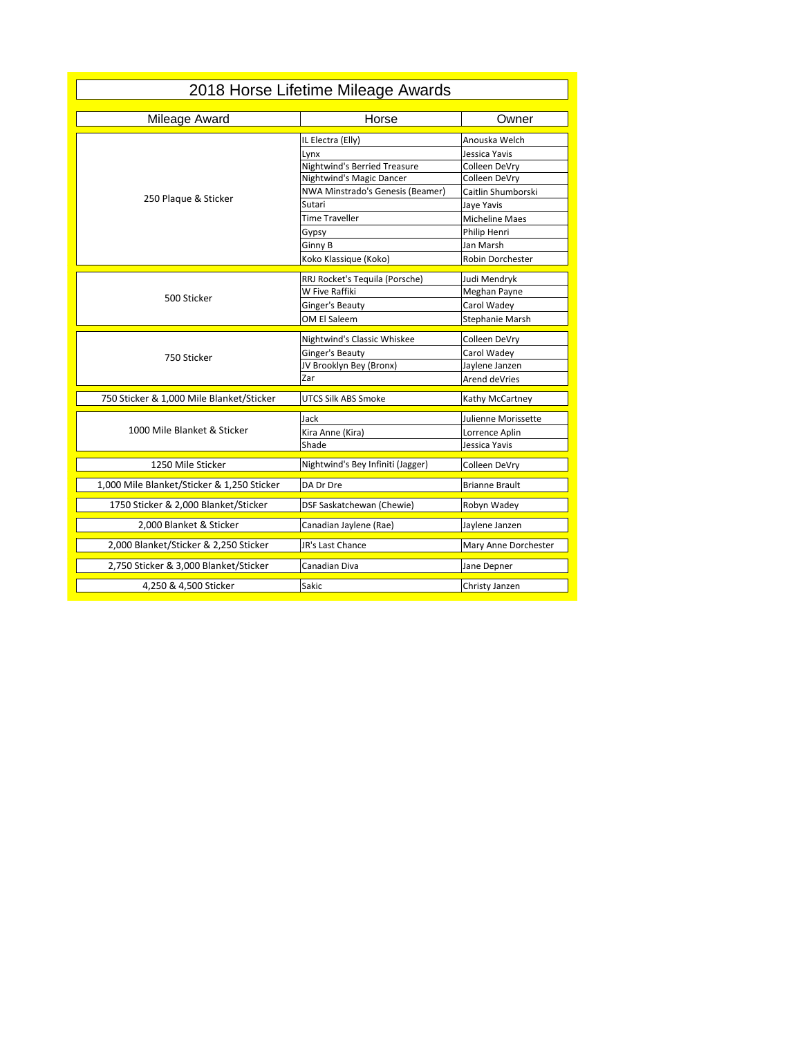# 2018 Horse Lifetime Mileage Awards

| Mileage Award | Horse | Owner |
|---|---|---|
| 250 Plaque & Sticker | IL Electra (Elly) | Anouska Welch |
| | Lynx | Jessica Yavis |
| | Nightwind's Berried Treasure | Colleen DeVry |
| | Nightwind's Magic Dancer | Colleen DeVry |
| | NWA Minstrado's Genesis (Beamer) | Caitlin Shumborski |
| | Sutari | Jaye Yavis |
| | Time Traveller | Micheline Maes |
| | Gypsy | Philip Henri |
| | Ginny B | Jan Marsh |
| | Koko Klassique (Koko) | Robin Dorchester |
| 500 Sticker | RRJ Rocket's Tequila (Porsche) | Judi Mendryk |
| | W Five Raffiki | Meghan Payne |
| | Ginger's Beauty | Carol Wadey |
| | OM El Saleem | Stephanie Marsh |
| 750 Sticker | Nightwind's Classic Whiskee | Colleen DeVry |
| | Ginger's Beauty | Carol Wadey |
| | JV Brooklyn Bey (Bronx) | Jaylene Janzen |
| | Zar | Arend deVries |
| 750 Sticker & 1,000 Mile Blanket/Sticker | UTCS Silk ABS Smoke | Kathy McCartney |
| 1000 Mile Blanket & Sticker | Jack | Julienne Morissette |
| | Kira Anne (Kira) | Lorrence Aplin |
| | Shade | Jessica Yavis |
| 1250 Mile Sticker | Nightwind's Bey Infiniti (Jagger) | Colleen DeVry |
| 1,000 Mile Blanket/Sticker & 1,250 Sticker | DA Dr Dre | Brianne Brault |
| 1750 Sticker & 2,000 Blanket/Sticker | DSF Saskatchewan (Chewie) | Robyn Wadey |
| 2,000 Blanket & Sticker | Canadian Jaylene (Rae) | Jaylene Janzen |
| 2,000 Blanket/Sticker & 2,250 Sticker | JR's Last Chance | Mary Anne Dorchester |
| 2,750 Sticker & 3,000 Blanket/Sticker | Canadian Diva | Jane Depner |
| 4,250 & 4,500 Sticker | Sakic | Christy Janzen |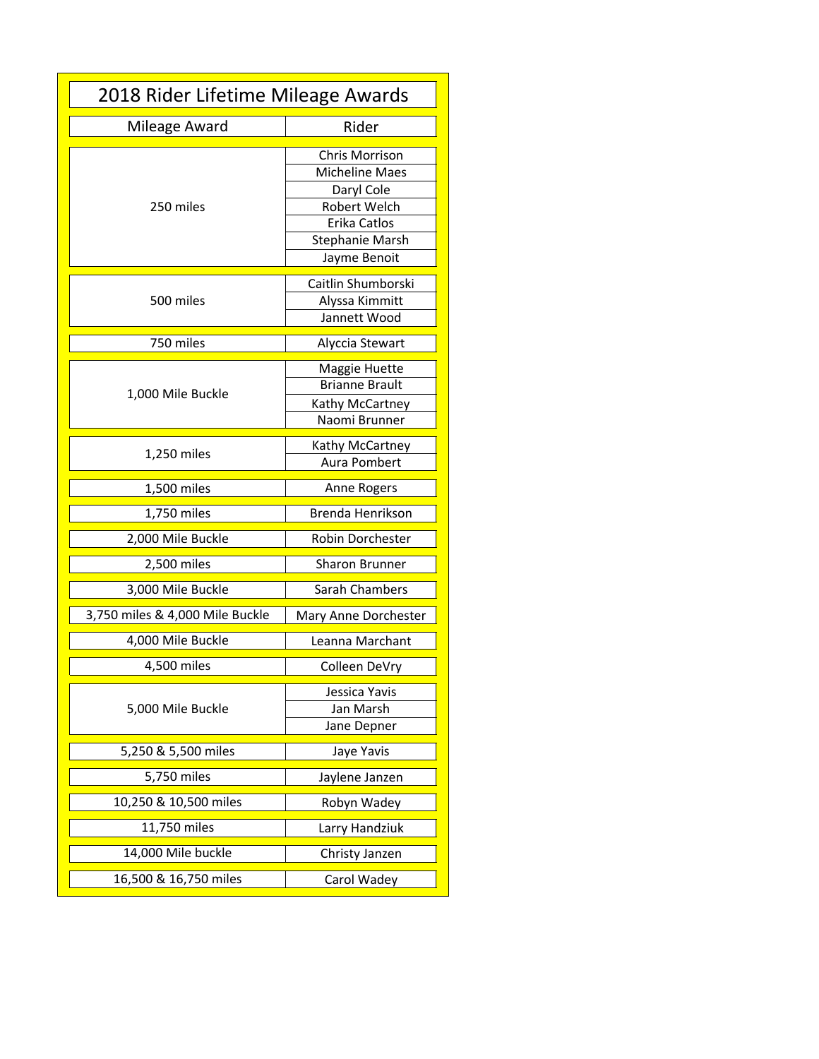# 2018 Rider Lifetime Mileage Awards

| Mileage Award | Rider |
|---|---|
| 250 miles | Chris Morrison |
| | Micheline Maes |
| | Daryl Cole |
| | Robert Welch |
| | Erika Catlos |
| | Stephanie Marsh |
| | Jayme Benoit |
| 500 miles | Caitlin Shumborski |
| | Alyssa Kimmitt |
| | Jannett Wood |
| 750 miles | Alyccia Stewart |
| 1,000 Mile Buckle | Maggie Huette |
| | Brianne Brault |
| | Kathy McCartney |
| | Naomi Brunner |
| 1,250 miles | Kathy McCartney |
| | Aura Pombert |
| 1,500 miles | Anne Rogers |
| 1,750 miles | Brenda Henrikson |
| 2,000 Mile Buckle | Robin Dorchester |
| 2,500 miles | Sharon Brunner |
| 3,000 Mile Buckle | Sarah Chambers |
| 3,750 miles & 4,000 Mile Buckle | Mary Anne Dorchester |
| 4,000 Mile Buckle | Leanna Marchant |
| 4,500 miles | Colleen DeVry |
| 5,000 Mile Buckle | Jessica Yavis |
| | Jan Marsh |
| | Jane Depner |
| 5,250 & 5,500 miles | Jaye Yavis |
| 5,750 miles | Jaylene Janzen |
| 10,250 & 10,500 miles | Robyn Wadey |
| 11,750 miles | Larry Handziuk |
| 14,000 Mile buckle | Christy Janzen |
| 16,500 & 16,750 miles | Carol Wadey |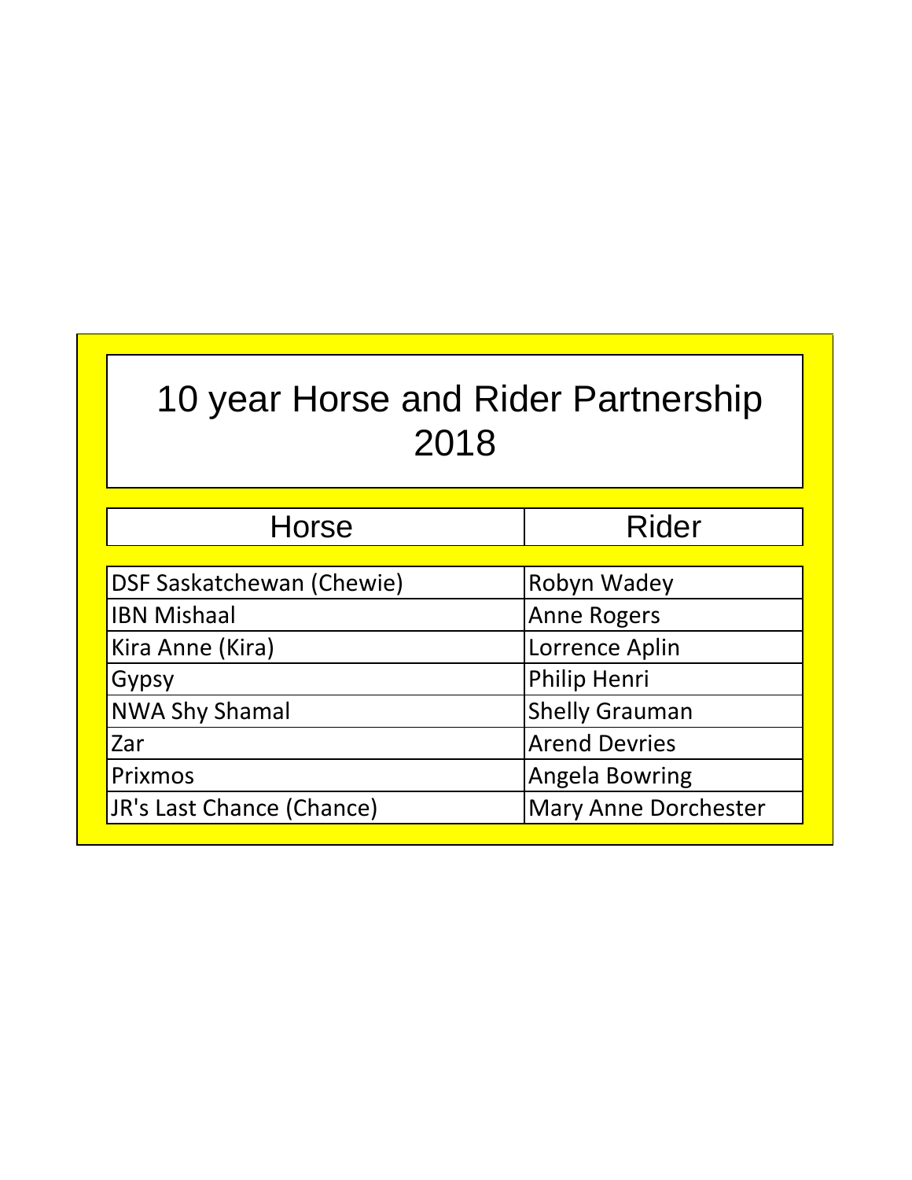# 10 year Horse and Rider Partnership 2018

| Horse | Rider |
|---|---|
| DSF Saskatchewan (Chewie) | Robyn Wadey |
| IBN Mishaal | Anne Rogers |
| Kira Anne (Kira) | Lorrence Aplin |
| Gypsy | Philip Henri |
| NWA Shy Shamal | Shelly Grauman |
| Zar | Arend Devries |
| Prixmos | Angela Bowring |
| JR's Last Chance (Chance) | Mary Anne Dorchester |